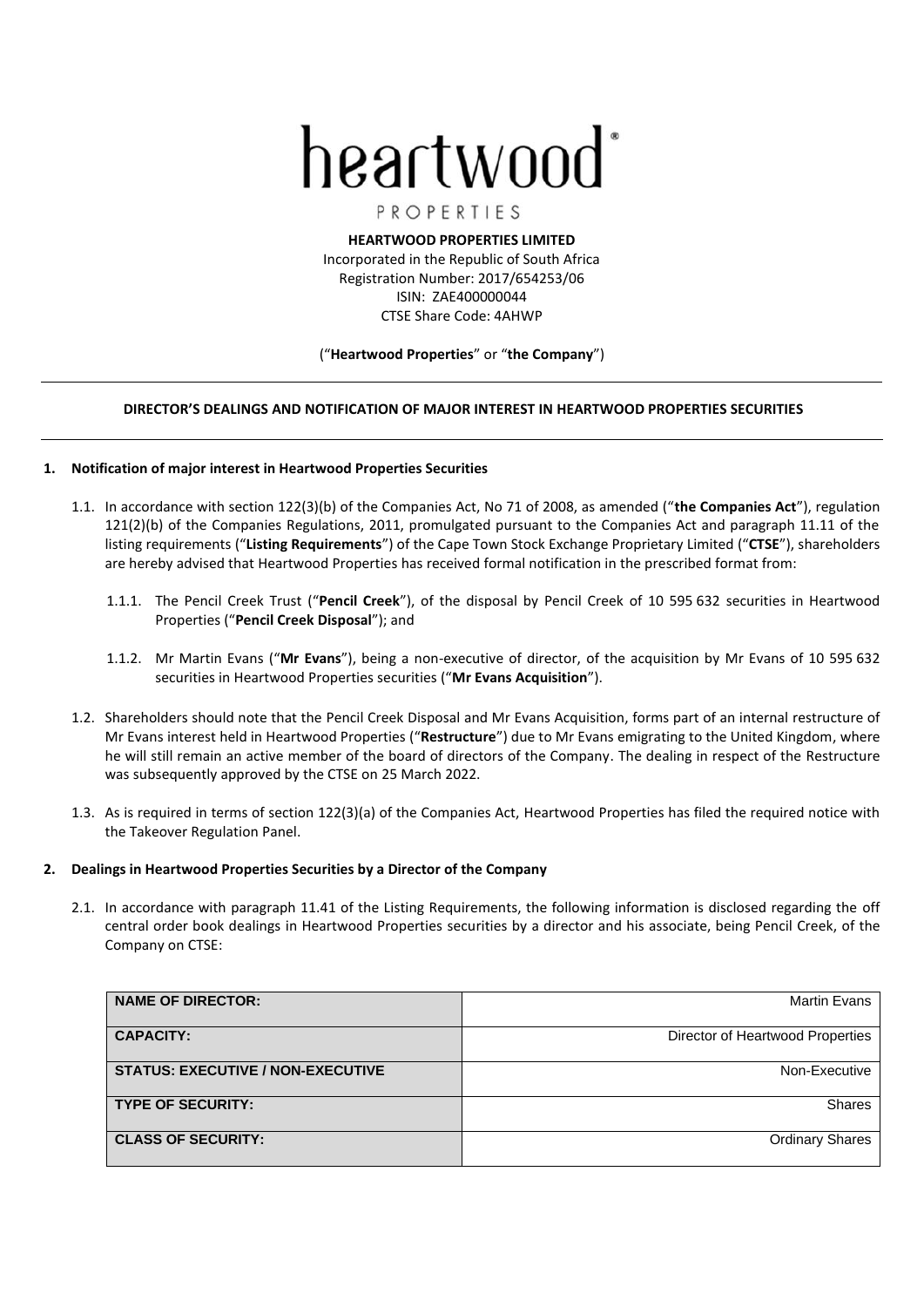# heartwood

PROPERTIES

**HEARTWOOD PROPERTIES LIMITED**
Incorporated in the Republic of South Africa
Registration Number: 2017/654253/06
ISIN: ZAE400000044
CTSE Share Code: 4AHWP

("**Heartwood Properties**" or "**the Company**")

---

**DIRECTOR'S DEALINGS AND NOTIFICATION OF MAJOR INTEREST IN HEARTWOOD PROPERTIES SECURITIES**

---

## 1. Notification of major interest in Heartwood Properties Securities

1.1. In accordance with section 122(3)(b) of the Companies Act, No 71 of 2008, as amended ("**the Companies Act**"), regulation 121(2)(b) of the Companies Regulations, 2011, promulgated pursuant to the Companies Act and paragraph 11.11 of the listing requirements ("**Listing Requirements**") of the Cape Town Stock Exchange Proprietary Limited ("**CTSE**"), shareholders are hereby advised that Heartwood Properties has received formal notification in the prescribed format from:

1.1.1. The Pencil Creek Trust ("**Pencil Creek**"), of the disposal by Pencil Creek of 10 595 632 securities in Heartwood Properties ("**Pencil Creek Disposal**"); and

1.1.2. Mr Martin Evans ("**Mr Evans**"), being a non-executive of director, of the acquisition by Mr Evans of 10 595 632 securities in Heartwood Properties securities ("**Mr Evans Acquisition**").

1.2. Shareholders should note that the Pencil Creek Disposal and Mr Evans Acquisition, forms part of an internal restructure of Mr Evans interest held in Heartwood Properties ("**Restructure**") due to Mr Evans emigrating to the United Kingdom, where he will still remain an active member of the board of directors of the Company. The dealing in respect of the Restructure was subsequently approved by the CTSE on 25 March 2022.

1.3. As is required in terms of section 122(3)(a) of the Companies Act, Heartwood Properties has filed the required notice with the Takeover Regulation Panel.

## 2. Dealings in Heartwood Properties Securities by a Director of the Company

2.1. In accordance with paragraph 11.41 of the Listing Requirements, the following information is disclosed regarding the off central order book dealings in Heartwood Properties securities by a director and his associate, being Pencil Creek, of the Company on CTSE:

| | |
|---|---|
| **NAME OF DIRECTOR:** | Martin Evans |
| **CAPACITY:** | Director of Heartwood Properties |
| **STATUS: EXECUTIVE / NON-EXECUTIVE** | Non-Executive |
| **TYPE OF SECURITY:** | Shares |
| **CLASS OF SECURITY:** | Ordinary Shares |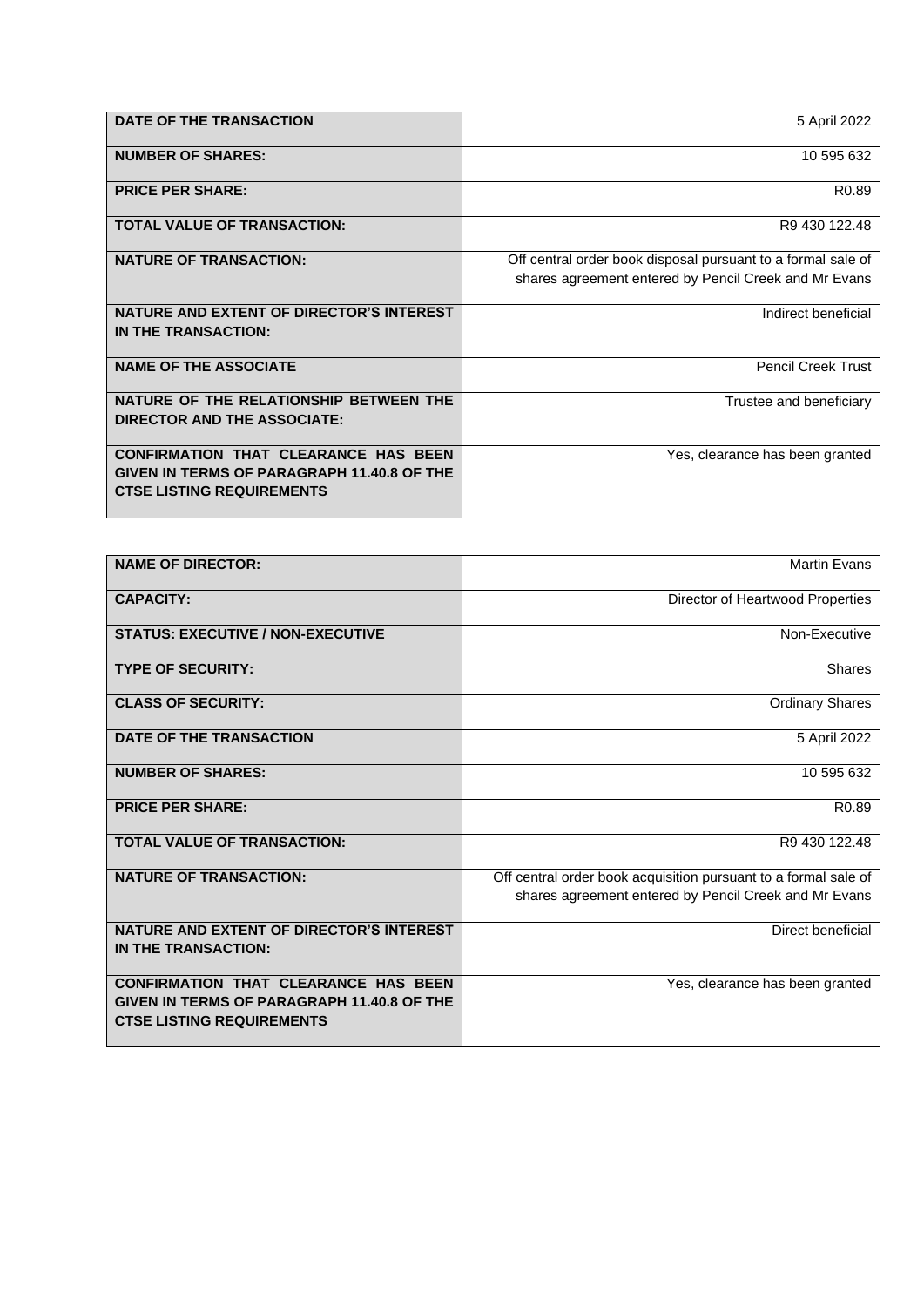| | |
|---|---|
| **DATE OF THE TRANSACTION** | 5 April 2022 |
| **NUMBER OF SHARES:** | 10 595 632 |
| **PRICE PER SHARE:** | R0.89 |
| **TOTAL VALUE OF TRANSACTION:** | R9 430 122.48 |
| **NATURE OF TRANSACTION:** | Off central order book disposal pursuant to a formal sale of shares agreement entered by Pencil Creek and Mr Evans |
| **NATURE AND EXTENT OF DIRECTOR'S INTEREST IN THE TRANSACTION:** | Indirect beneficial |
| **NAME OF THE ASSOCIATE** | Pencil Creek Trust |
| **NATURE OF THE RELATIONSHIP BETWEEN THE DIRECTOR AND THE ASSOCIATE:** | Trustee and beneficiary |
| **CONFIRMATION THAT CLEARANCE HAS BEEN GIVEN IN TERMS OF PARAGRAPH 11.40.8 OF THE CTSE LISTING REQUIREMENTS** | Yes, clearance has been granted |

| | |
|---|---|
| **NAME OF DIRECTOR:** | Martin Evans |
| **CAPACITY:** | Director of Heartwood Properties |
| **STATUS: EXECUTIVE / NON-EXECUTIVE** | Non-Executive |
| **TYPE OF SECURITY:** | Shares |
| **CLASS OF SECURITY:** | Ordinary Shares |
| **DATE OF THE TRANSACTION** | 5 April 2022 |
| **NUMBER OF SHARES:** | 10 595 632 |
| **PRICE PER SHARE:** | R0.89 |
| **TOTAL VALUE OF TRANSACTION:** | R9 430 122.48 |
| **NATURE OF TRANSACTION:** | Off central order book acquisition pursuant to a formal sale of shares agreement entered by Pencil Creek and Mr Evans |
| **NATURE AND EXTENT OF DIRECTOR'S INTEREST IN THE TRANSACTION:** | Direct beneficial |
| **CONFIRMATION THAT CLEARANCE HAS BEEN GIVEN IN TERMS OF PARAGRAPH 11.40.8 OF THE CTSE LISTING REQUIREMENTS** | Yes, clearance has been granted |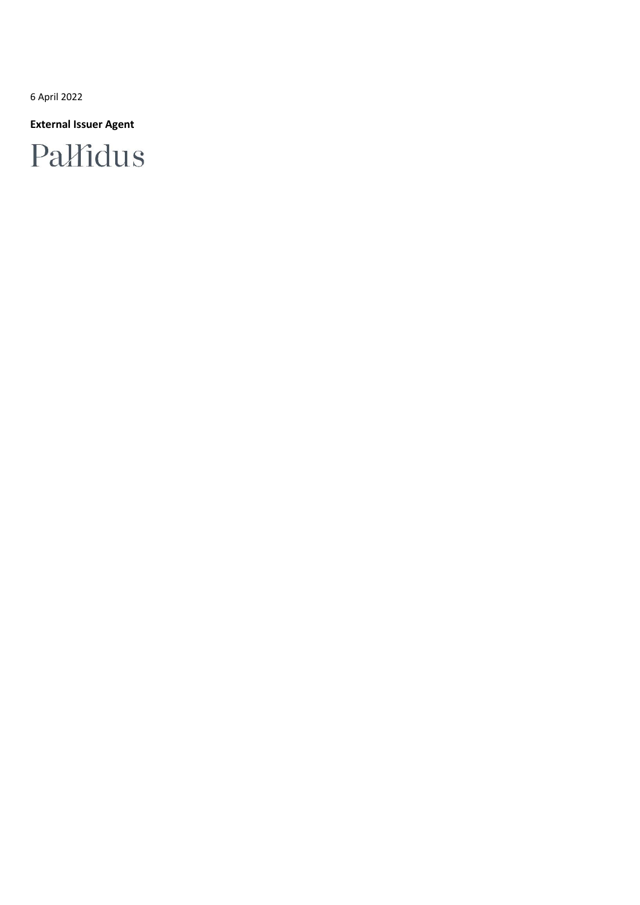6 April 2022

**External Issuer Agent**

Pallidus